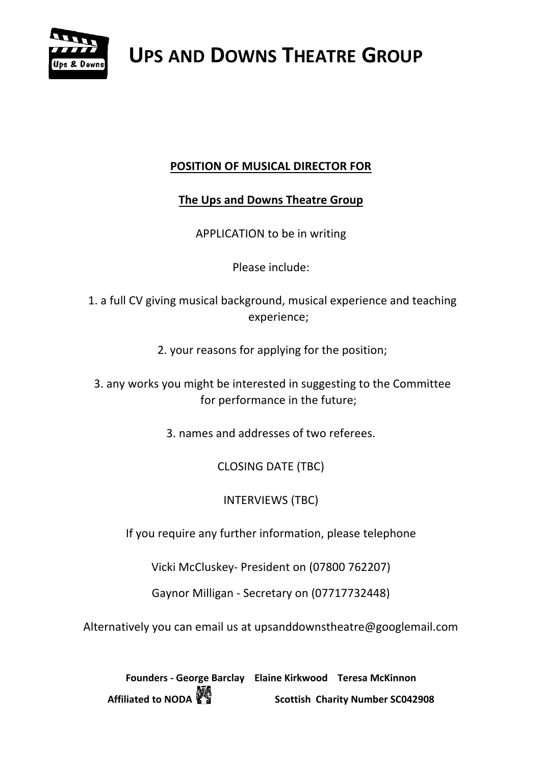# UPS AND DOWNS THEATRE GROUP

**POSITION OF MUSICAL DIRECTOR FOR**

**The Ups and Downs Theatre Group**

APPLICATION to be in writing

Please include:

1. a full CV giving musical background, musical experience and teaching experience;

2. your reasons for applying for the position;

3. any works you might be interested in suggesting to the Committee for performance in the future;

3. names and addresses of two referees.

CLOSING DATE (TBC)

INTERVIEWS (TBC)

If you require any further information, please telephone

Vicki McCluskey- President on (07800 762207)

Gaynor Milligan - Secretary on (07717732448)

Alternatively you can email us at upsanddownstheatre@googlemail.com

**Founders - George Barclay Elaine Kirkwood Teresa McKinnon**

**Affiliated to NODA** **Scottish Charity Number SC042908**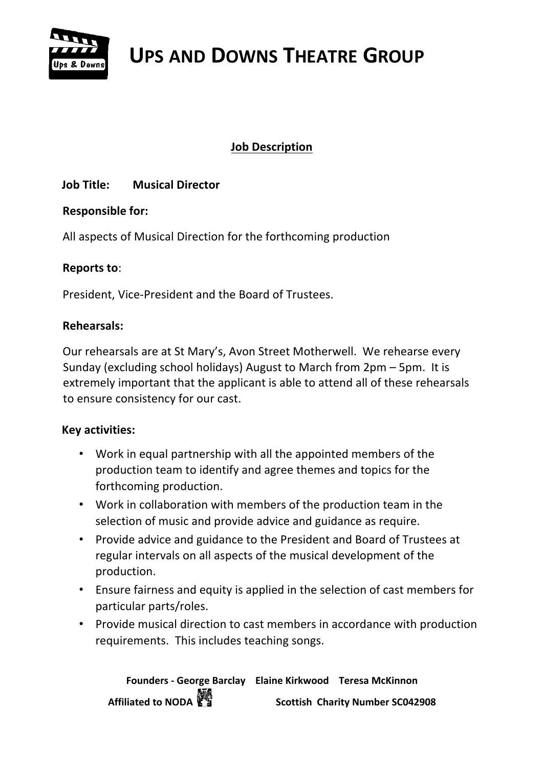# UPS AND DOWNS THEATRE GROUP

## Job Description

**Job Title:** **Musical Director**

**Responsible for:**

All aspects of Musical Direction for the forthcoming production

**Reports to**:

President, Vice-President and the Board of Trustees.

**Rehearsals:**

Our rehearsals are at St Mary's, Avon Street Motherwell. We rehearse every Sunday (excluding school holidays) August to March from 2pm – 5pm. It is extremely important that the applicant is able to attend all of these rehearsals to ensure consistency for our cast.

**Key activities:**

- Work in equal partnership with all the appointed members of the production team to identify and agree themes and topics for the forthcoming production.
- Work in collaboration with members of the production team in the selection of music and provide advice and guidance as require.
- Provide advice and guidance to the President and Board of Trustees at regular intervals on all aspects of the musical development of the production.
- Ensure fairness and equity is applied in the selection of cast members for particular parts/roles.
- Provide musical direction to cast members in accordance with production requirements. This includes teaching songs.

**Founders - George Barclay Elaine Kirkwood Teresa McKinnon**

**Affiliated to NODA** **Scottish Charity Number SC042908**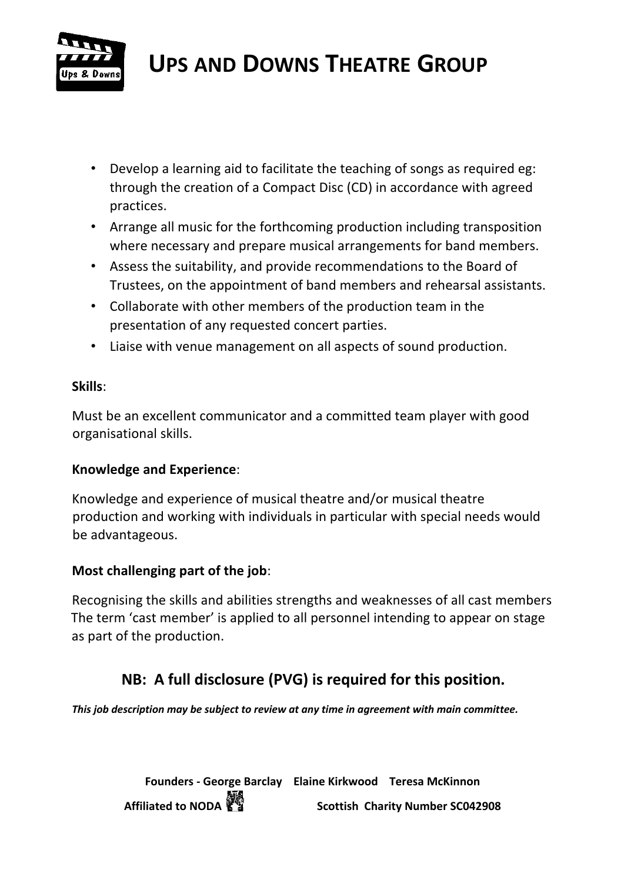- Develop a learning aid to facilitate the teaching of songs as required eg: through the creation of a Compact Disc (CD) in accordance with agreed practices.
- Arrange all music for the forthcoming production including transposition where necessary and prepare musical arrangements for band members.
- Assess the suitability, and provide recommendations to the Board of Trustees, on the appointment of band members and rehearsal assistants.
- Collaborate with other members of the production team in the presentation of any requested concert parties.
- Liaise with venue management on all aspects of sound production.

**Skills**:

Must be an excellent communicator and a committed team player with good organisational skills.

**Knowledge and Experience**:

Knowledge and experience of musical theatre and/or musical theatre production and working with individuals in particular with special needs would be advantageous.

**Most challenging part of the job**:

Recognising the skills and abilities strengths and weaknesses of all cast members The term 'cast member' is applied to all personnel intending to appear on stage as part of the production.

## NB: A full disclosure (PVG) is required for this position.

***This job description may be subject to review at any time in agreement with main committee.***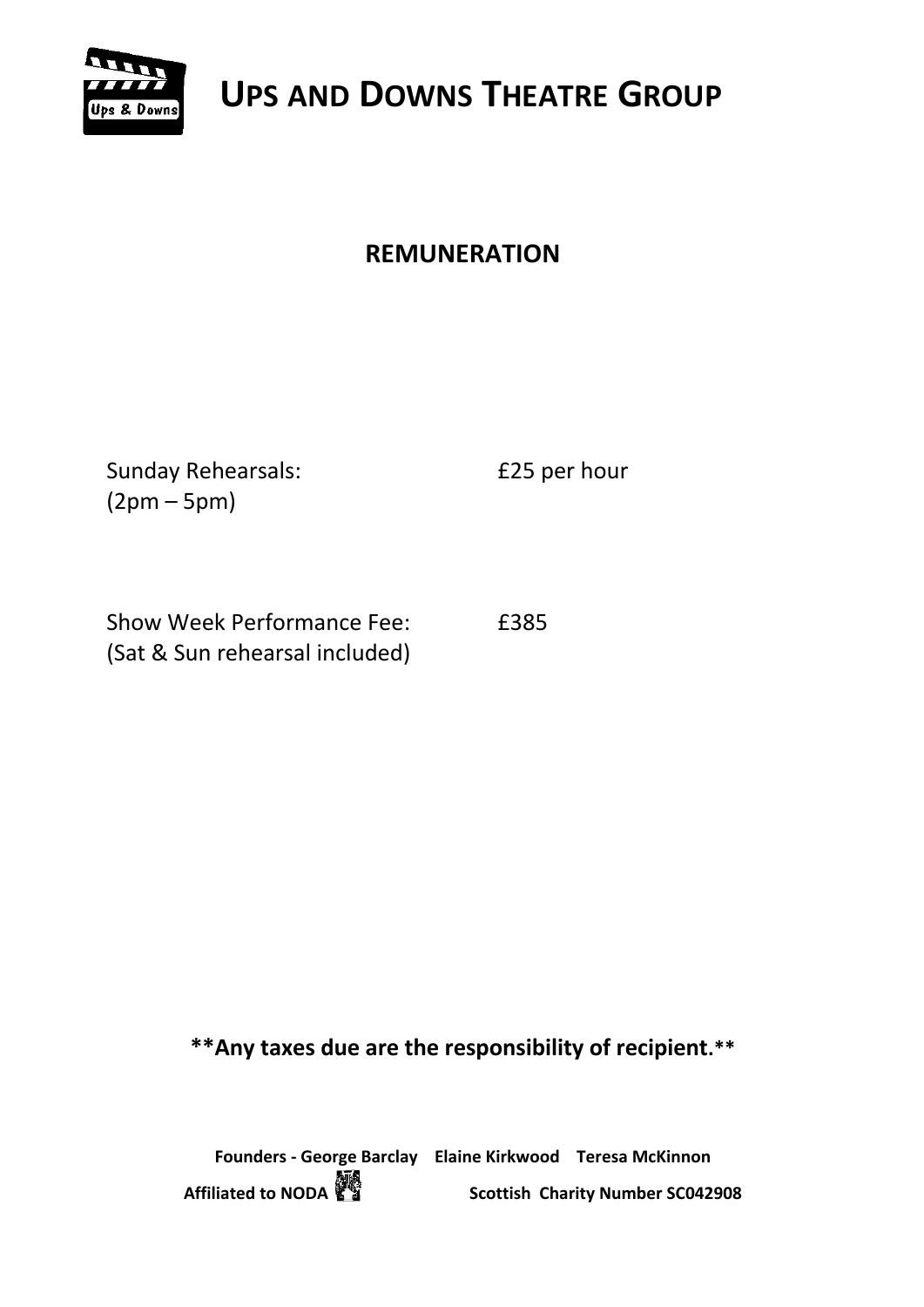# UPS AND DOWNS THEATRE GROUP

## REMUNERATION

| | |
|---|---|
| Sunday Rehearsals: (2pm – 5pm) | £25 per hour |
| Show Week Performance Fee: (Sat & Sun rehearsal included) | £385 |

**Any taxes due are the responsibility of recipient.**

**Founders - George Barclay Elaine Kirkwood Teresa McKinnon**

**Affiliated to NODA** **Scottish Charity Number SC042908**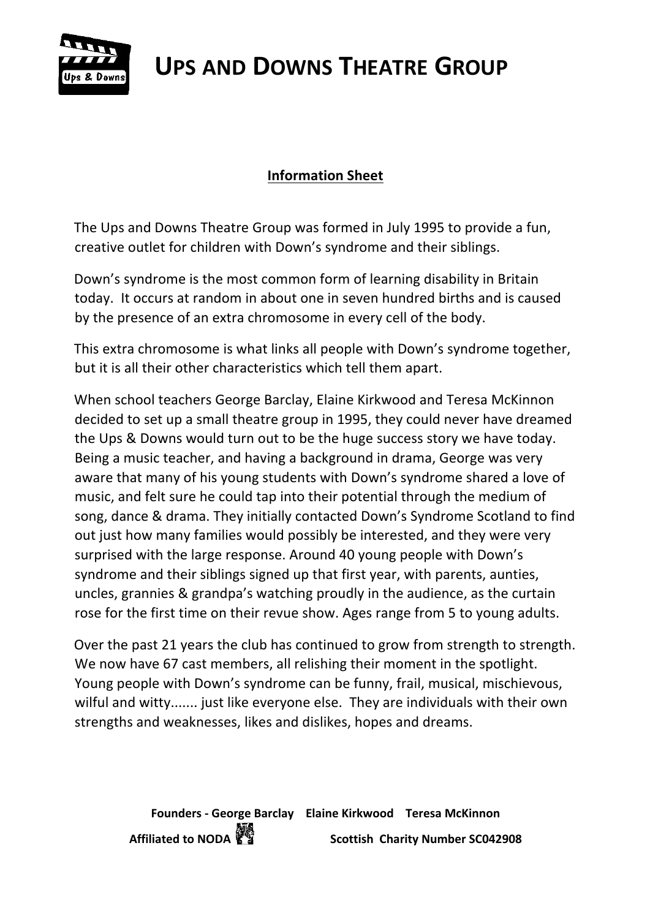# UPS AND DOWNS THEATRE GROUP

## Information Sheet

The Ups and Downs Theatre Group was formed in July 1995 to provide a fun, creative outlet for children with Down's syndrome and their siblings.

Down's syndrome is the most common form of learning disability in Britain today. It occurs at random in about one in seven hundred births and is caused by the presence of an extra chromosome in every cell of the body.

This extra chromosome is what links all people with Down's syndrome together, but it is all their other characteristics which tell them apart.

When school teachers George Barclay, Elaine Kirkwood and Teresa McKinnon decided to set up a small theatre group in 1995, they could never have dreamed the Ups & Downs would turn out to be the huge success story we have today. Being a music teacher, and having a background in drama, George was very aware that many of his young students with Down's syndrome shared a love of music, and felt sure he could tap into their potential through the medium of song, dance & drama. They initially contacted Down's Syndrome Scotland to find out just how many families would possibly be interested, and they were very surprised with the large response. Around 40 young people with Down's syndrome and their siblings signed up that first year, with parents, aunties, uncles, grannies & grandpa's watching proudly in the audience, as the curtain rose for the first time on their revue show. Ages range from 5 to young adults.

Over the past 21 years the club has continued to grow from strength to strength. We now have 67 cast members, all relishing their moment in the spotlight. Young people with Down's syndrome can be funny, frail, musical, mischievous, wilful and witty....... just like everyone else. They are individuals with their own strengths and weaknesses, likes and dislikes, hopes and dreams.

**Founders - George Barclay Elaine Kirkwood Teresa McKinnon**

**Affiliated to NODA** **Scottish Charity Number SC042908**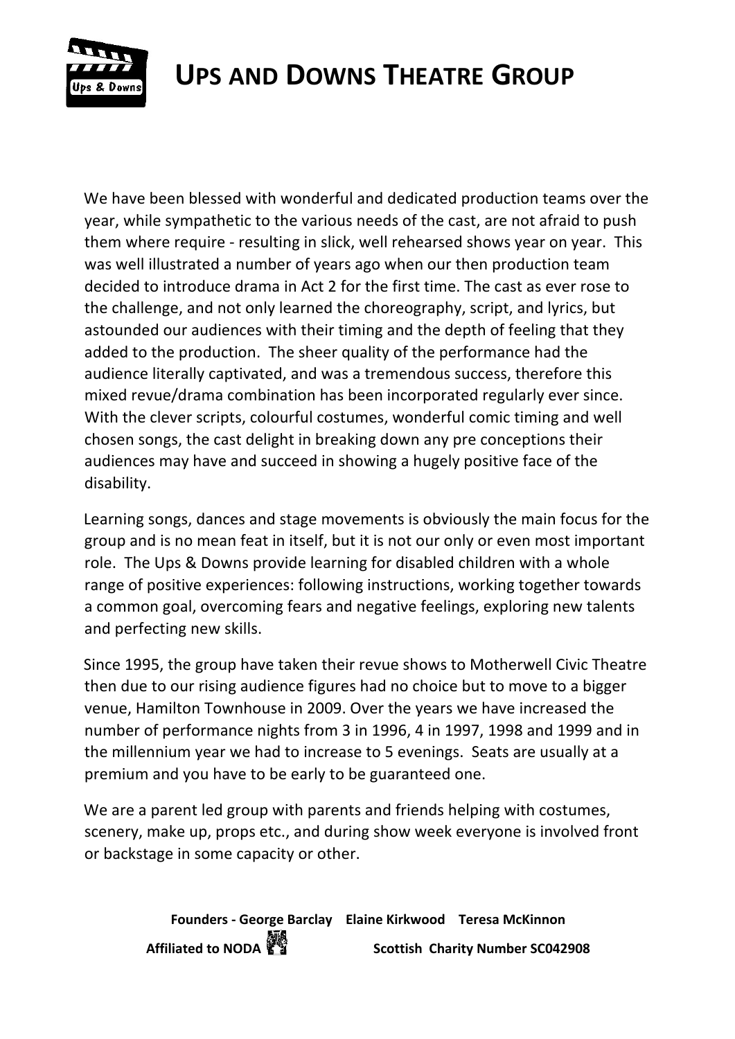# UPS AND DOWNS THEATRE GROUP

We have been blessed with wonderful and dedicated production teams over the year, while sympathetic to the various needs of the cast, are not afraid to push them where require - resulting in slick, well rehearsed shows year on year. This was well illustrated a number of years ago when our then production team decided to introduce drama in Act 2 for the first time. The cast as ever rose to the challenge, and not only learned the choreography, script, and lyrics, but astounded our audiences with their timing and the depth of feeling that they added to the production. The sheer quality of the performance had the audience literally captivated, and was a tremendous success, therefore this mixed revue/drama combination has been incorporated regularly ever since. With the clever scripts, colourful costumes, wonderful comic timing and well chosen songs, the cast delight in breaking down any pre conceptions their audiences may have and succeed in showing a hugely positive face of the disability.

Learning songs, dances and stage movements is obviously the main focus for the group and is no mean feat in itself, but it is not our only or even most important role. The Ups & Downs provide learning for disabled children with a whole range of positive experiences: following instructions, working together towards a common goal, overcoming fears and negative feelings, exploring new talents and perfecting new skills.

Since 1995, the group have taken their revue shows to Motherwell Civic Theatre then due to our rising audience figures had no choice but to move to a bigger venue, Hamilton Townhouse in 2009. Over the years we have increased the number of performance nights from 3 in 1996, 4 in 1997, 1998 and 1999 and in the millennium year we had to increase to 5 evenings. Seats are usually at a premium and you have to be early to be guaranteed one.

We are a parent led group with parents and friends helping with costumes, scenery, make up, props etc., and during show week everyone is involved front or backstage in some capacity or other.

**Founders - George Barclay Elaine Kirkwood Teresa McKinnon**

**Affiliated to NODA** **Scottish Charity Number SC042908**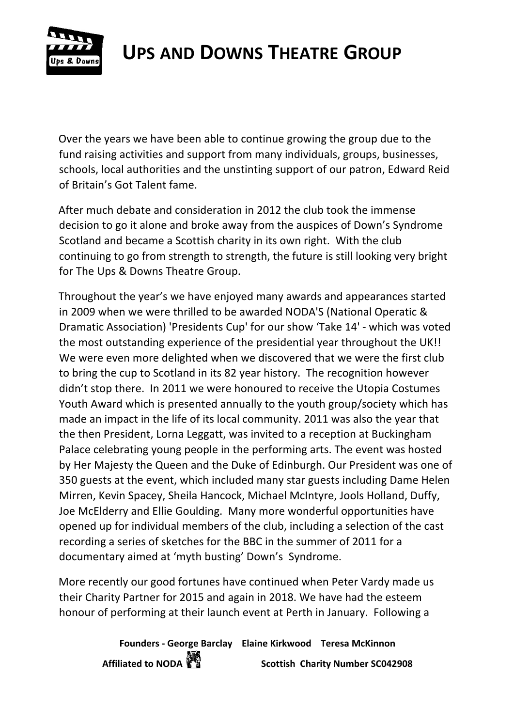# UPS AND DOWNS THEATRE GROUP

Over the years we have been able to continue growing the group due to the fund raising activities and support from many individuals, groups, businesses, schools, local authorities and the unstinting support of our patron, Edward Reid of Britain's Got Talent fame.

After much debate and consideration in 2012 the club took the immense decision to go it alone and broke away from the auspices of Down's Syndrome Scotland and became a Scottish charity in its own right. With the club continuing to go from strength to strength, the future is still looking very bright for The Ups & Downs Theatre Group.

Throughout the year's we have enjoyed many awards and appearances started in 2009 when we were thrilled to be awarded NODA'S (National Operatic & Dramatic Association) 'Presidents Cup' for our show 'Take 14' - which was voted the most outstanding experience of the presidential year throughout the UK!! We were even more delighted when we discovered that we were the first club to bring the cup to Scotland in its 82 year history. The recognition however didn't stop there. In 2011 we were honoured to receive the Utopia Costumes Youth Award which is presented annually to the youth group/society which has made an impact in the life of its local community. 2011 was also the year that the then President, Lorna Leggatt, was invited to a reception at Buckingham Palace celebrating young people in the performing arts. The event was hosted by Her Majesty the Queen and the Duke of Edinburgh. Our President was one of 350 guests at the event, which included many star guests including Dame Helen Mirren, Kevin Spacey, Sheila Hancock, Michael McIntyre, Jools Holland, Duffy, Joe McElderry and Ellie Goulding. Many more wonderful opportunities have opened up for individual members of the club, including a selection of the cast recording a series of sketches for the BBC in the summer of 2011 for a documentary aimed at 'myth busting' Down's Syndrome.

More recently our good fortunes have continued when Peter Vardy made us their Charity Partner for 2015 and again in 2018. We have had the esteem honour of performing at their launch event at Perth in January. Following a

**Founders - George Barclay Elaine Kirkwood Teresa McKinnon**

**Affiliated to NODA** **Scottish Charity Number SC042908**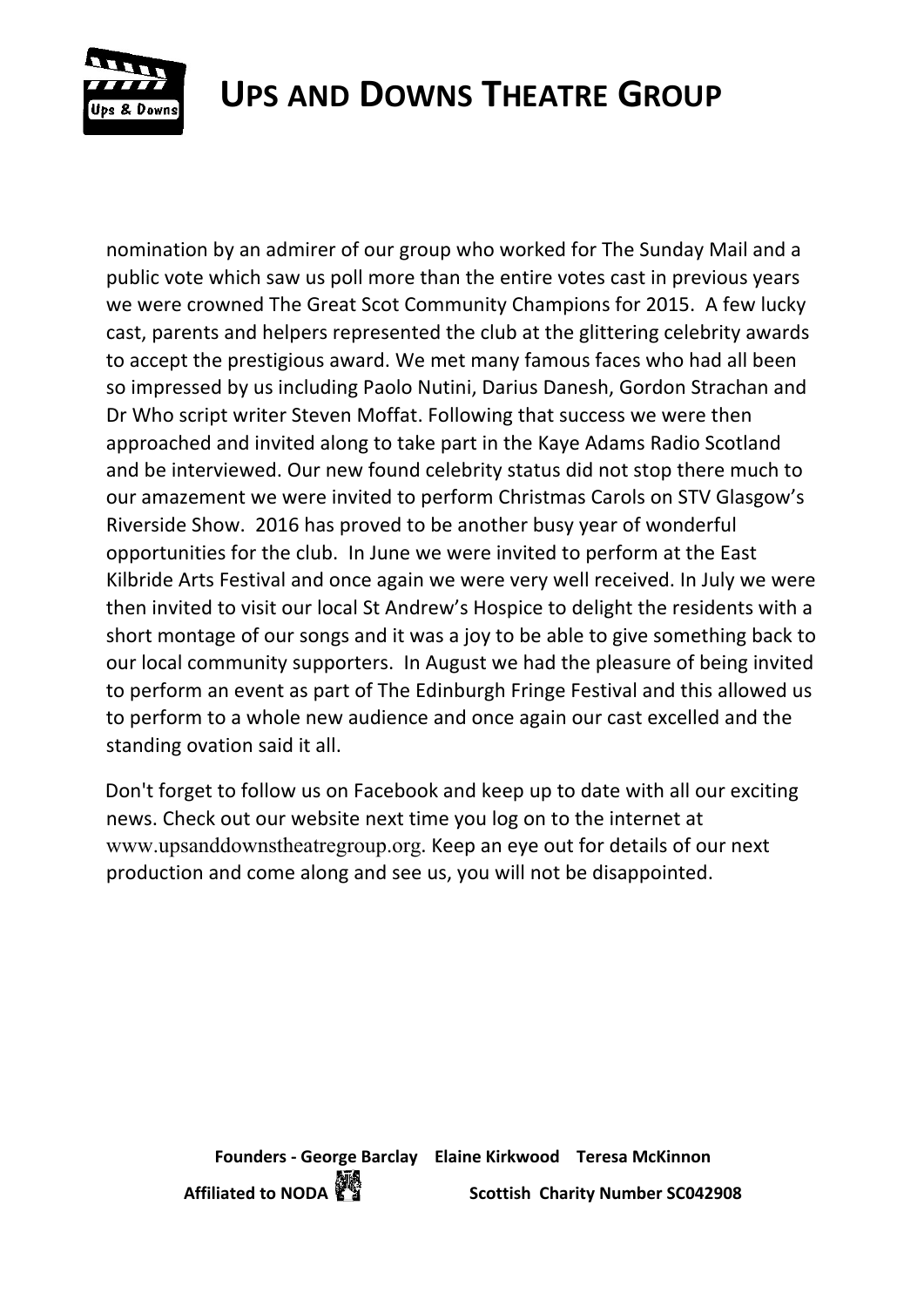nomination by an admirer of our group who worked for The Sunday Mail and a public vote which saw us poll more than the entire votes cast in previous years we were crowned The Great Scot Community Champions for 2015. A few lucky cast, parents and helpers represented the club at the glittering celebrity awards to accept the prestigious award. We met many famous faces who had all been so impressed by us including Paolo Nutini, Darius Danesh, Gordon Strachan and Dr Who script writer Steven Moffat. Following that success we were then approached and invited along to take part in the Kaye Adams Radio Scotland and be interviewed. Our new found celebrity status did not stop there much to our amazement we were invited to perform Christmas Carols on STV Glasgow's Riverside Show. 2016 has proved to be another busy year of wonderful opportunities for the club. In June we were invited to perform at the East Kilbride Arts Festival and once again we were very well received. In July we were then invited to visit our local St Andrew's Hospice to delight the residents with a short montage of our songs and it was a joy to be able to give something back to our local community supporters. In August we had the pleasure of being invited to perform an event as part of The Edinburgh Fringe Festival and this allowed us to perform to a whole new audience and once again our cast excelled and the standing ovation said it all.

Don't forget to follow us on Facebook and keep up to date with all our exciting news. Check out our website next time you log on to the internet at www.upsanddownstheatregroup.org. Keep an eye out for details of our next production and come along and see us, you will not be disappointed.

**Founders - George Barclay Elaine Kirkwood Teresa McKinnon**

**Affiliated to NODA** **Scottish Charity Number SC042908**